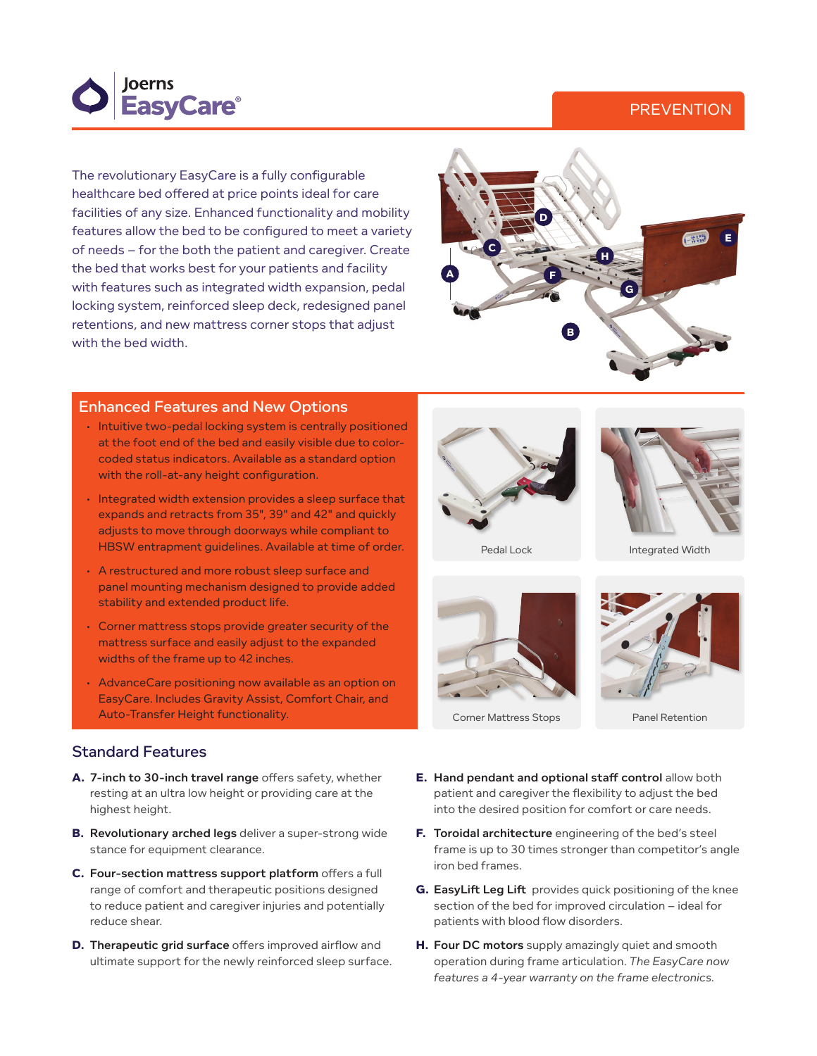# Joerns EasyCare®

PREVENTION

The revolutionary EasyCare is a fully configurable healthcare bed offered at price points ideal for care facilities of any size. Enhanced functionality and mobility features allow the bed to be configured to meet a variety of needs – for the both the patient and caregiver. Create the bed that works best for your patients and facility with features such as integrated width expansion, pedal locking system, reinforced sleep deck, redesigned panel retentions, and new mattress corner stops that adjust with the bed width.

## Enhanced Features and New Options

- Intuitive two-pedal locking system is centrally positioned at the foot end of the bed and easily visible due to color-coded status indicators. Available as a standard option with the roll-at-any height configuration.
- Integrated width extension provides a sleep surface that expands and retracts from 35", 39" and 42" and quickly adjusts to move through doorways while compliant to HBSW entrapment guidelines. Available at time of order.
- A restructured and more robust sleep surface and panel mounting mechanism designed to provide added stability and extended product life.
- Corner mattress stops provide greater security of the mattress surface and easily adjust to the expanded widths of the frame up to 42 inches.
- AdvanceCare positioning now available as an option on EasyCare. Includes Gravity Assist, Comfort Chair, and Auto-Transfer Height functionality.

Pedal Lock

Integrated Width

Corner Mattress Stops

Panel Retention

## Standard Features

**A. 7-inch to 30-inch travel range** offers safety, whether resting at an ultra low height or providing care at the highest height.

**B. Revolutionary arched legs** deliver a super-strong wide stance for equipment clearance.

**C. Four-section mattress support platform** offers a full range of comfort and therapeutic positions designed to reduce patient and caregiver injuries and potentially reduce shear.

**D. Therapeutic grid surface** offers improved airflow and ultimate support for the newly reinforced sleep surface.

**E. Hand pendant and optional staff control** allow both patient and caregiver the flexibility to adjust the bed into the desired position for comfort or care needs.

**F. Toroidal architecture** engineering of the bed's steel frame is up to 30 times stronger than competitor's angle iron bed frames.

**G. EasyLift Leg Lift** provides quick positioning of the knee section of the bed for improved circulation – ideal for patients with blood flow disorders.

**H. Four DC motors** supply amazingly quiet and smooth operation during frame articulation. *The EasyCare now features a 4-year warranty on the frame electronics.*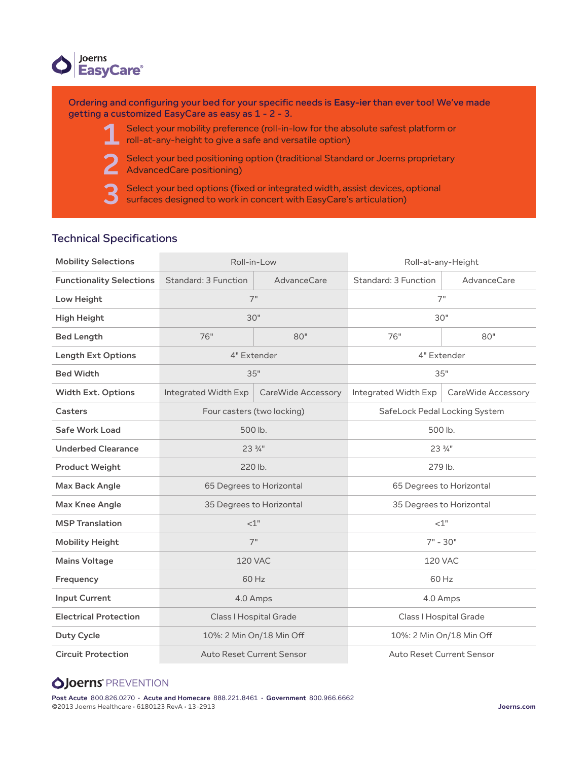Joerns EasyCare®

Ordering and configuring your bed for your specific needs is **Easy-ier** than ever too! We've made getting a customized EasyCare as easy as 1 - 2 - 3.

1. Select your mobility preference (roll-in-low for the absolute safest platform or roll-at-any-height to give a safe and versatile option)
2. Select your bed positioning option (traditional Standard or Joerns proprietary AdvancedCare positioning)
3. Select your bed options (fixed or integrated width, assist devices, optional surfaces designed to work in concert with EasyCare's articulation)

## Technical Specifications

| Mobility Selections | Roll-in-Low | | Roll-at-any-Height | |
|---|---|---|---|---|
| **Functionality Selections** | Standard: 3 Function | AdvanceCare | Standard: 3 Function | AdvanceCare |
| **Low Height** | 7" | | 7" | |
| **High Height** | 30" | | 30" | |
| **Bed Length** | 76" | 80" | 76" | 80" |
| **Length Ext Options** | 4" Extender | | 4" Extender | |
| **Bed Width** | 35" | | 35" | |
| **Width Ext. Options** | Integrated Width Exp | CareWide Accessory | Integrated Width Exp | CareWide Accessory |
| **Casters** | Four casters (two locking) | | SafeLock Pedal Locking System | |
| **Safe Work Load** | 500 lb. | | 500 lb. | |
| **Underbed Clearance** | 23 ¾" | | 23 ¾" | |
| **Product Weight** | 220 lb. | | 279 lb. | |
| **Max Back Angle** | 65 Degrees to Horizontal | | 65 Degrees to Horizontal | |
| **Max Knee Angle** | 35 Degrees to Horizontal | | 35 Degrees to Horizontal | |
| **MSP Translation** | <1" | | <1" | |
| **Mobility Height** | 7" | | 7" - 30" | |
| **Mains Voltage** | 120 VAC | | 120 VAC | |
| **Frequency** | 60 Hz | | 60 Hz | |
| **Input Current** | 4.0 Amps | | 4.0 Amps | |
| **Electrical Protection** | Class I Hospital Grade | | Class I Hospital Grade | |
| **Duty Cycle** | 10%: 2 Min On/18 Min Off | | 10%: 2 Min On/18 Min Off | |
| **Circuit Protection** | Auto Reset Current Sensor | | Auto Reset Current Sensor | |

Joerns® PREVENTION

**Post Acute** 800.826.0270 • **Acute and Homecare** 888.221.8461 • **Government** 800.966.6662

©2013 Joerns Healthcare • 6180123 RevA • 13-2913

**Joerns.com**